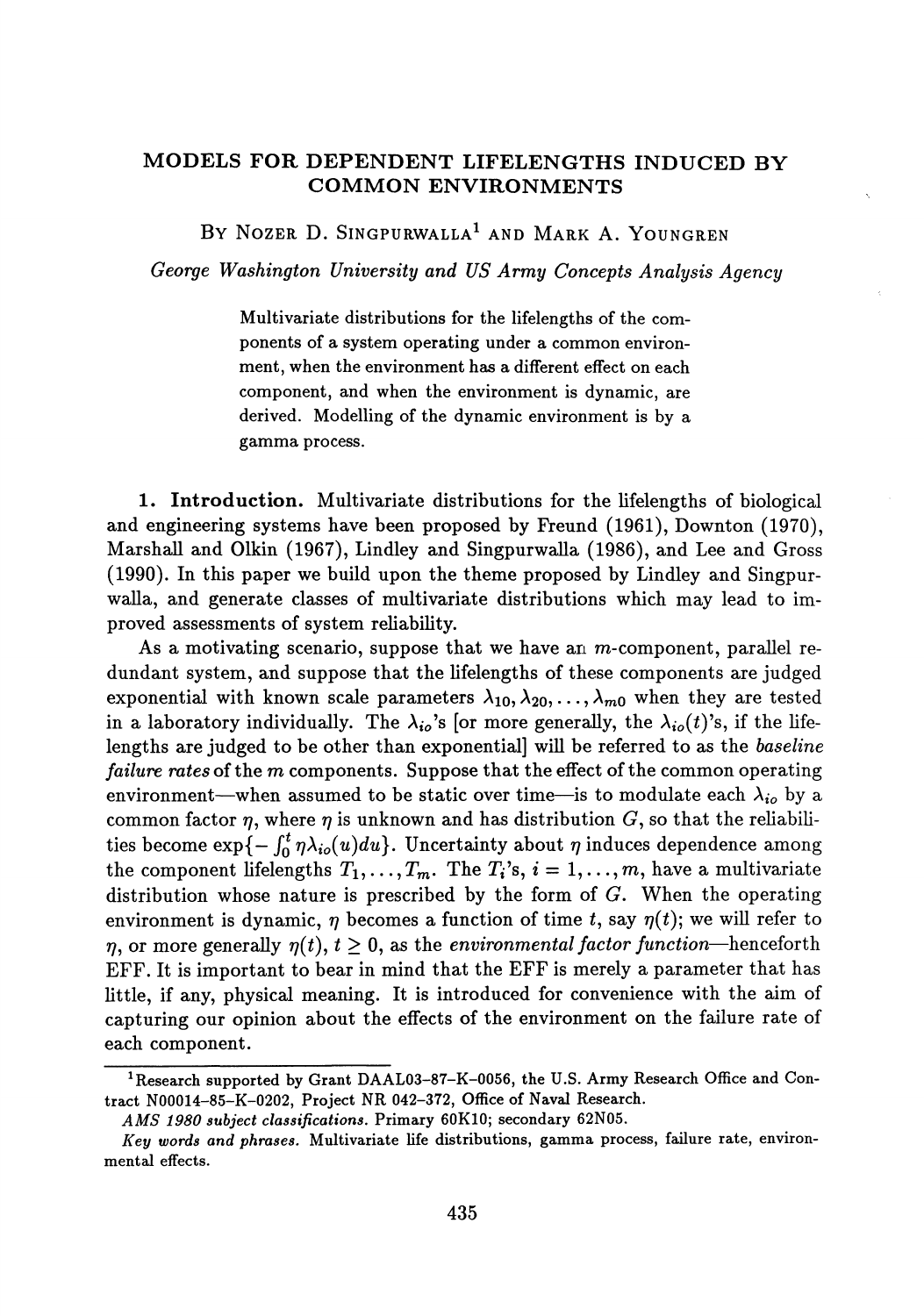# MODELS FOR DEPENDENT LIFELENGTHS INDUCED BY COMMON ENVIRONMENTS

BY NOZER D. SINGPURWALLA[1] AND MARK A. YOUNGREN

*George Washington University and US Army Concepts Analysis Agency*

> Multivariate distributions for the lifelengths of the components of a system operating under a common environment, when the environment has a different effect on each component, and when the environment is dynamic, are derived. Modelling of the dynamic environment is by a gamma process.

**1. Introduction.** Multivariate distributions for the lifelengths of biological and engineering systems have been proposed by Freund (1961), Downton (1970), Marshall and Olkin (1967), Lindley and Singpurwalla (1986), and Lee and Gross (1990). In this paper we build upon the theme proposed by Lindley and Singpurwalla, and generate classes of multivariate distributions which may lead to improved assessments of system reliability.

As a motivating scenario, suppose that we have an $m$-component, parallel redundant system, and suppose that the lifelengths of these components are judged exponential with known scale parameters $\lambda_{10}, \lambda_{20}, \ldots, \lambda_{m0}$ when they are tested in a laboratory individually. The $\lambda_{io}$'s [or more generally, the $\lambda_{io}(t)$'s, if the lifelengths are judged to be other than exponential] will be referred to as the *baseline failure rates* of the $m$ components. Suppose that the effect of the common operating environment—when assumed to be static over time—is to modulate each $\lambda_{io}$ by a common factor $\eta$, where $\eta$ is unknown and has distribution $G$, so that the reliabilities become $\exp\{-\int_0^t \eta\lambda_{io}(u)du\}$. Uncertainty about $\eta$ induces dependence among the component lifelengths $T_1, \ldots, T_m$. The $T_i$'s, $i = 1, \ldots, m$, have a multivariate distribution whose nature is prescribed by the form of $G$. When the operating environment is dynamic, $\eta$ becomes a function of time $t$, say $\eta(t)$; we will refer to $\eta$, or more generally $\eta(t)$, $t \geq 0$, as the *environmental factor function*—henceforth EFF. It is important to bear in mind that the EFF is merely a parameter that has little, if any, physical meaning. It is introduced for convenience with the aim of capturing our opinion about the effects of the environment on the failure rate of each component.

---

[1] Research supported by Grant DAAL03-87-K-0056, the U.S. Army Research Office and Contract N00014-85-K-0202, Project NR 042-372, Office of Naval Research.

*AMS 1980 subject classifications.* Primary 60K10; secondary 62N05.

*Key words and phrases.* Multivariate life distributions, gamma process, failure rate, environmental effects.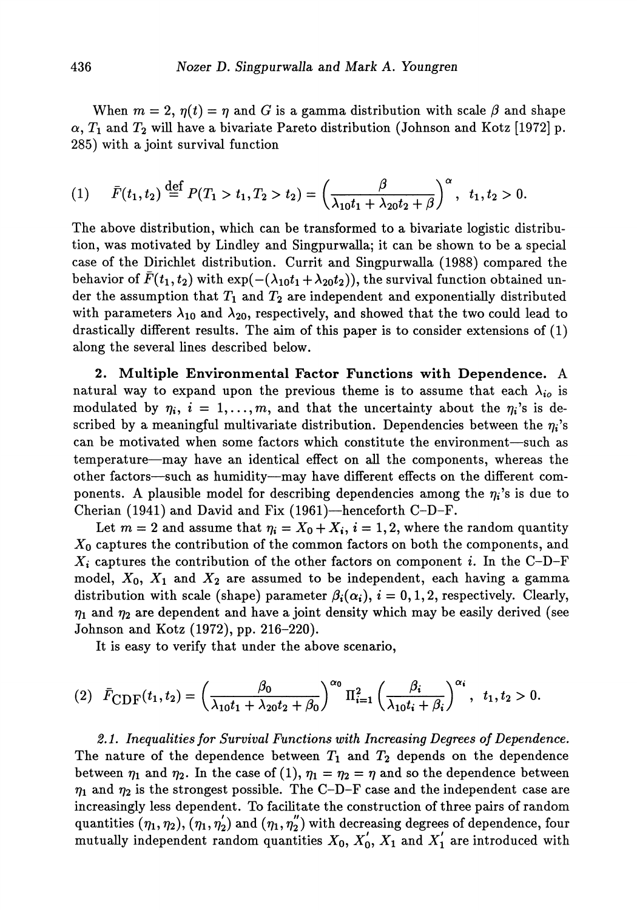When $m = 2$, $\eta(t) = \eta$ and $G$ is a gamma distribution with scale $\beta$ and shape $\alpha$, $T_1$ and $T_2$ will have a bivariate Pareto distribution (Johnson and Kotz [1972] p. 285) with a joint survival function

$$(1) \quad \bar{F}(t_1, t_2) \stackrel{\text{def}}{=} P(T_1 > t_1, T_2 > t_2) = \left( \frac{\beta}{\lambda_{10} t_1 + \lambda_{20} t_2 + \beta} \right)^{\alpha}, \quad t_1, t_2 > 0.$$

The above distribution, which can be transformed to a bivariate logistic distribution, was motivated by Lindley and Singpurwalla; it can be shown to be a special case of the Dirichlet distribution. Currit and Singpurwalla (1988) compared the behavior of $\bar{F}(t_1, t_2)$ with $\exp(-(\lambda_{10} t_1 + \lambda_{20} t_2))$, the survival function obtained under the assumption that $T_1$ and $T_2$ are independent and exponentially distributed with parameters $\lambda_{10}$ and $\lambda_{20}$, respectively, and showed that the two could lead to drastically different results. The aim of this paper is to consider extensions of (1) along the several lines described below.

## 2. Multiple Environmental Factor Functions with Dependence.

A natural way to expand upon the previous theme is to assume that each $\lambda_{io}$ is modulated by $\eta_i$, $i = 1, \ldots, m$, and that the uncertainty about the $\eta_i$'s is described by a meaningful multivariate distribution. Dependencies between the $\eta_i$'s can be motivated when some factors which constitute the environment—such as temperature—may have an identical effect on all the components, whereas the other factors—such as humidity—may have different effects on the different components. A plausible model for describing dependencies among the $\eta_i$'s is due to Cherian (1941) and David and Fix (1961)—henceforth C–D–F.

Let $m = 2$ and assume that $\eta_i = X_0 + X_i$, $i = 1, 2$, where the random quantity $X_0$ captures the contribution of the common factors on both the components, and $X_i$ captures the contribution of the other factors on component $i$. In the C–D–F model, $X_0$, $X_1$ and $X_2$ are assumed to be independent, each having a gamma distribution with scale (shape) parameter $\beta_i(\alpha_i)$, $i = 0, 1, 2$, respectively. Clearly, $\eta_1$ and $\eta_2$ are dependent and have a joint density which may be easily derived (see Johnson and Kotz (1972), pp. 216–220).

It is easy to verify that under the above scenario,

$$(2) \quad \bar{F}_{\text{CDF}}(t_1, t_2) = \left( \frac{\beta_0}{\lambda_{10} t_1 + \lambda_{20} t_2 + \beta_0} \right)^{\alpha_0} \Pi_{i=1}^{2} \left( \frac{\beta_i}{\lambda_{10} t_i + \beta_i} \right)^{\alpha_i}, \quad t_1, t_2 > 0.$$

*2.1. Inequalities for Survival Functions with Increasing Degrees of Dependence.* The nature of the dependence between $T_1$ and $T_2$ depends on the dependence between $\eta_1$ and $\eta_2$. In the case of (1), $\eta_1 = \eta_2 = \eta$ and so the dependence between $\eta_1$ and $\eta_2$ is the strongest possible. The C–D–F case and the independent case are increasingly less dependent. To facilitate the construction of three pairs of random quantities $(\eta_1, \eta_2)$, $(\eta_1, \eta_2')$ and $(\eta_1, \eta_2'')$ with decreasing degrees of dependence, four mutually independent random quantities $X_0$, $X_0'$, $X_1$ and $X_1'$ are introduced with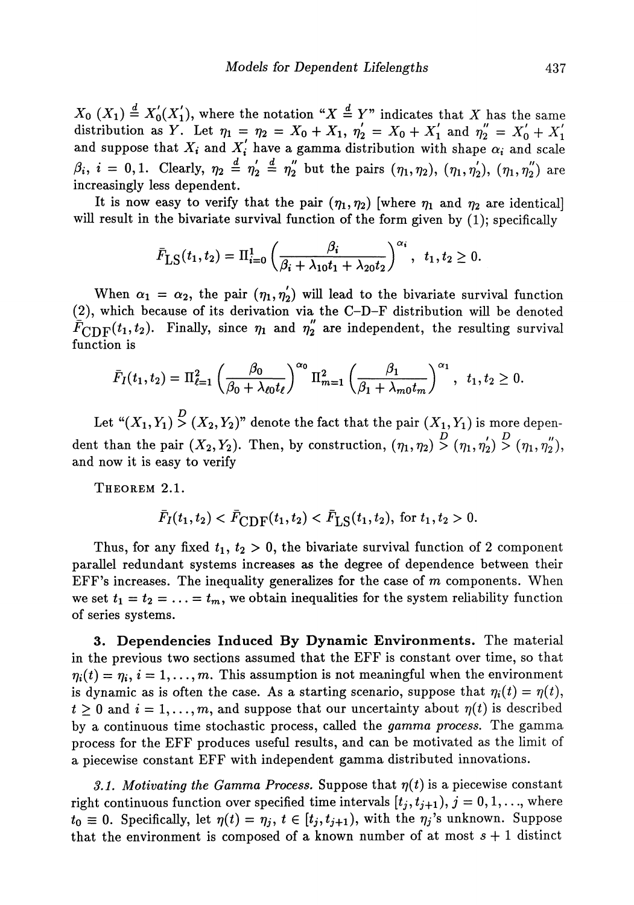$X_0$ ($X_1$) $\stackrel{d}{=} X_0'(X_1')$, where the notation "$X \stackrel{d}{=} Y$" indicates that $X$ has the same distribution as $Y$. Let $\eta_1 = \eta_2 = X_0 + X_1$, $\eta_2' = X_0 + X_1'$ and $\eta_2'' = X_0' + X_1'$ and suppose that $X_i$ and $X_i'$ have a gamma distribution with shape $\alpha_i$ and scale $\beta_i$, $i = 0, 1$. Clearly, $\eta_2 \stackrel{d}{=} \eta_2' \stackrel{d}{=} \eta_2''$ but the pairs $(\eta_1, \eta_2)$, $(\eta_1, \eta_2')$, $(\eta_1, \eta_2'')$ are increasingly less dependent.

It is now easy to verify that the pair $(\eta_1, \eta_2)$ [where $\eta_1$ and $\eta_2$ are identical] will result in the bivariate survival function of the form given by (1); specifically

$$\bar{F}_{\text{LS}}(t_1, t_2) = \Pi_{i=0}^{1} \left( \frac{\beta_i}{\beta_i + \lambda_{10} t_1 + \lambda_{20} t_2} \right)^{\alpha_i}, \quad t_1, t_2 \geq 0.$$

When $\alpha_1 = \alpha_2$, the pair $(\eta_1, \eta_2')$ will lead to the bivariate survival function (2), which because of its derivation via the C–D–F distribution will be denoted $\bar{F}_{\text{CDF}}(t_1, t_2)$. Finally, since $\eta_1$ and $\eta_2''$ are independent, the resulting survival function is

$$\bar{F}_I(t_1, t_2) = \Pi_{\ell=1}^{2} \left( \frac{\beta_0}{\beta_0 + \lambda_{\ell 0} t_\ell} \right)^{\alpha_0} \Pi_{m=1}^{2} \left( \frac{\beta_1}{\beta_1 + \lambda_{m0} t_m} \right)^{\alpha_1}, \quad t_1, t_2 \geq 0.$$

Let "$(X_1, Y_1) \stackrel{D}{>} (X_2, Y_2)$" denote the fact that the pair $(X_1, Y_1)$ is more dependent than the pair $(X_2, Y_2)$. Then, by construction, $(\eta_1, \eta_2) \stackrel{D}{>} (\eta_1, \eta_2') \stackrel{D}{>} (\eta_1, \eta_2'')$, and now it is easy to verify

THEOREM 2.1.

$$\bar{F}_I(t_1, t_2) < \bar{F}_{\text{CDF}}(t_1, t_2) < \bar{F}_{\text{LS}}(t_1, t_2), \text{ for } t_1, t_2 > 0.$$

Thus, for any fixed $t_1$, $t_2 > 0$, the bivariate survival function of 2 component parallel redundant systems increases as the degree of dependence between their EFF's increases. The inequality generalizes for the case of $m$ components. When we set $t_1 = t_2 = \ldots = t_m$, we obtain inequalities for the system reliability function of series systems.

## 3. Dependencies Induced By Dynamic Environments.

The material in the previous two sections assumed that the EFF is constant over time, so that $\eta_i(t) = \eta_i$, $i = 1, \ldots, m$. This assumption is not meaningful when the environment is dynamic as is often the case. As a starting scenario, suppose that $\eta_i(t) = \eta(t)$, $t \geq 0$ and $i = 1, \ldots, m$, and suppose that our uncertainty about $\eta(t)$ is described by a continuous time stochastic process, called the *gamma process*. The gamma process for the EFF produces useful results, and can be motivated as the limit of a piecewise constant EFF with independent gamma distributed innovations.

*3.1. Motivating the Gamma Process.* Suppose that $\eta(t)$ is a piecewise constant right continuous function over specified time intervals $[t_j, t_{j+1})$, $j = 0, 1, \ldots$, where $t_0 \equiv 0$. Specifically, let $\eta(t) = \eta_j$, $t \in [t_j, t_{j+1})$, with the $\eta_j$'s unknown. Suppose that the environment is composed of a known number of at most $s + 1$ distinct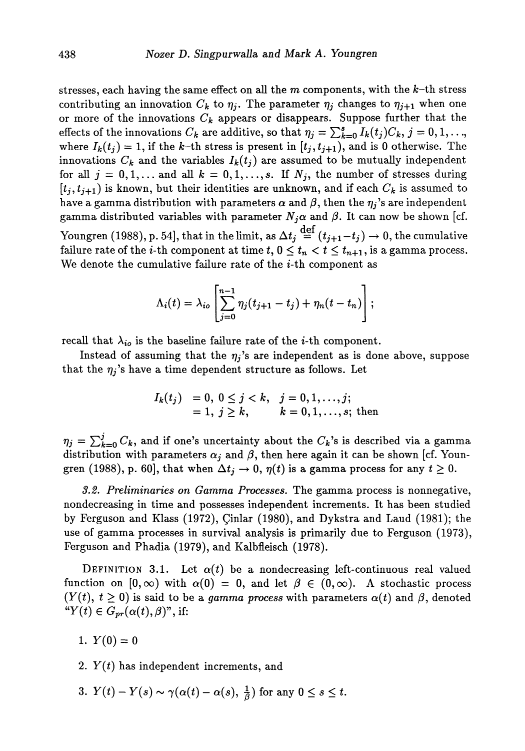stresses, each having the same effect on all the $m$ components, with the $k$-th stress contributing an innovation $C_k$ to $\eta_j$. The parameter $\eta_j$ changes to $\eta_{j+1}$ when one or more of the innovations $C_k$ appears or disappears. Suppose further that the effects of the innovations $C_k$ are additive, so that $\eta_j = \sum_{k=0}^{s} I_k(t_j) C_k$, $j = 0, 1, \ldots$, where $I_k(t_j) = 1$, if the $k$-th stress is present in $[t_j, t_{j+1})$, and is 0 otherwise. The innovations $C_k$ and the variables $I_k(t_j)$ are assumed to be mutually independent for all $j = 0, 1, \ldots$ and all $k = 0, 1, \ldots, s$. If $N_j$, the number of stresses during $[t_j, t_{j+1})$ is known, but their identities are unknown, and if each $C_k$ is assumed to have a gamma distribution with parameters $\alpha$ and $\beta$, then the $\eta_j$'s are independent gamma distributed variables with parameter $N_j\alpha$ and $\beta$. It can now be shown [cf. Youngren (1988), p. 54], that in the limit, as $\Delta t_j \overset{\text{def}}{=} (t_{j+1} - t_j) \to 0$, the cumulative failure rate of the $i$-th component at time $t$, $0 \leq t_n < t \leq t_{n+1}$, is a gamma process. We denote the cumulative failure rate of the $i$-th component as

$$\Lambda_i(t) = \lambda_{io} \left[ \sum_{j=0}^{n-1} \eta_j (t_{j+1} - t_j) + \eta_n (t - t_n) \right];$$

recall that $\lambda_{io}$ is the baseline failure rate of the $i$-th component.

Instead of assuming that the $\eta_j$'s are independent as is done above, suppose that the $\eta_j$'s have a time dependent structure as follows. Let

$$\begin{aligned} I_k(t_j) &= 0, \; 0 \leq j < k, \quad j = 0, 1, \ldots, j; \\ &= 1, \; j \geq k, \qquad k = 0, 1, \ldots, s; \text{ then} \end{aligned}$$

$\eta_j = \sum_{k=0}^{j} C_k$, and if one's uncertainty about the $C_k$'s is described via a gamma distribution with parameters $\alpha_j$ and $\beta$, then here again it can be shown [cf. Youngren (1988), p. 60], that when $\Delta t_j \to 0$, $\eta(t)$ is a gamma process for any $t \geq 0$.

*3.2. Preliminaries on Gamma Processes.* The gamma process is nonnegative, nondecreasing in time and possesses independent increments. It has been studied by Ferguson and Klass (1972), Çinlar (1980), and Dykstra and Laud (1981); the use of gamma processes in survival analysis is primarily due to Ferguson (1973), Ferguson and Phadia (1979), and Kalbfleisch (1978).

DEFINITION 3.1. Let $\alpha(t)$ be a nondecreasing left-continuous real valued function on $[0, \infty)$ with $\alpha(0) = 0$, and let $\beta \in (0, \infty)$. A stochastic process $(Y(t), t \geq 0)$ is said to be a *gamma process* with parameters $\alpha(t)$ and $\beta$, denoted "$Y(t) \in G_{pr}(\alpha(t), \beta)$", if:

1. $Y(0) = 0$
2. $Y(t)$ has independent increments, and
3. $Y(t) - Y(s) \sim \gamma(\alpha(t) - \alpha(s), \frac{1}{\beta})$ for any $0 \leq s \leq t$.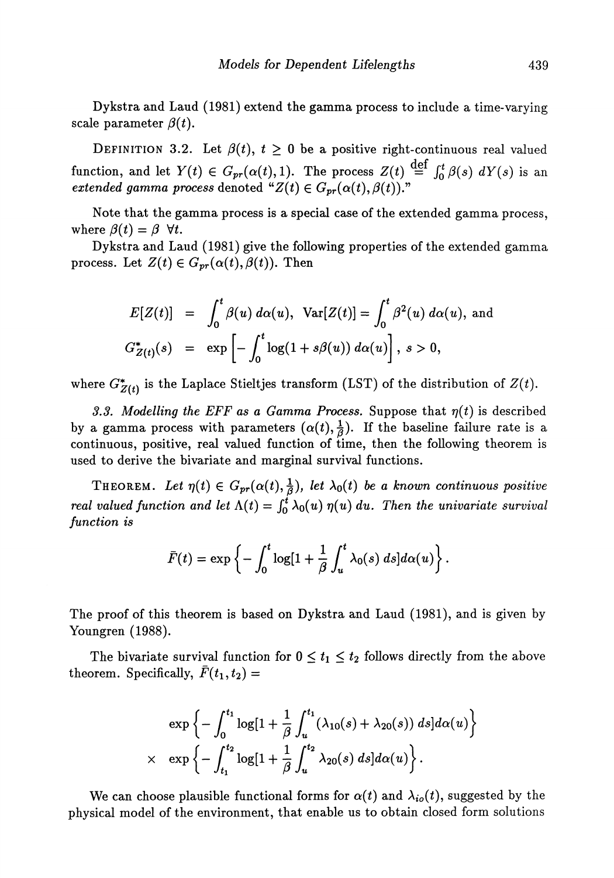Dykstra and Laud (1981) extend the gamma process to include a time-varying scale parameter $\beta(t)$.

DEFINITION 3.2. Let $\beta(t)$, $t \geq 0$ be a positive right-continuous real valued function, and let $Y(t) \in G_{pr}(\alpha(t), 1)$. The process $Z(t) \stackrel{\text{def}}{=} \int_0^t \beta(s)\, dY(s)$ is an *extended gamma process* denoted "$Z(t) \in G_{pr}(\alpha(t), \beta(t))$."

Note that the gamma process is a special case of the extended gamma process, where $\beta(t) = \beta \ \forall t$.

Dykstra and Laud (1981) give the following properties of the extended gamma process. Let $Z(t) \in G_{pr}(\alpha(t), \beta(t))$. Then

$$
\begin{aligned}
E[Z(t)] &= \int_0^t \beta(u)\, d\alpha(u), \ \ \text{Var}[Z(t)] = \int_0^t \beta^2(u)\, d\alpha(u), \text{ and} \\
G^*_{Z(t)}(s) &= \exp\left[-\int_0^t \log(1 + s\beta(u))\, d\alpha(u)\right], \ s > 0,
\end{aligned}
$$

where $G^*_{Z(t)}$ is the Laplace Stieltjes transform (LST) of the distribution of $Z(t)$.

*3.3. Modelling the EFF as a Gamma Process.* Suppose that $\eta(t)$ is described by a gamma process with parameters $(\alpha(t), \frac{1}{\beta})$. If the baseline failure rate is a continuous, positive, real valued function of time, then the following theorem is used to derive the bivariate and marginal survival functions.

THEOREM. *Let $\eta(t) \in G_{pr}(\alpha(t), \frac{1}{\beta})$, let $\lambda_0(t)$ be a known continuous positive real valued function and let $\Lambda(t) = \int_0^t \lambda_0(u)\, \eta(u)\, du$. Then the univariate survival function is*

$$
\bar{F}(t) = \exp\left\{-\int_0^t \log[1 + \frac{1}{\beta}\int_u^t \lambda_0(s)\, ds] d\alpha(u)\right\}.
$$

The proof of this theorem is based on Dykstra and Laud (1981), and is given by Youngren (1988).

The bivariate survival function for $0 \leq t_1 \leq t_2$ follows directly from the above theorem. Specifically, $\bar{F}(t_1, t_2) =$

$$
\begin{aligned}
&\exp\left\{-\int_0^{t_1} \log[1 + \frac{1}{\beta}\int_u^{t_1} (\lambda_{10}(s) + \lambda_{20}(s))\, ds] d\alpha(u)\right\} \\
\times\ &\exp\left\{-\int_{t_1}^{t_2} \log[1 + \frac{1}{\beta}\int_u^{t_2} \lambda_{20}(s)\, ds] d\alpha(u)\right\}.
\end{aligned}
$$

We can choose plausible functional forms for $\alpha(t)$ and $\lambda_{io}(t)$, suggested by the physical model of the environment, that enable us to obtain closed form solutions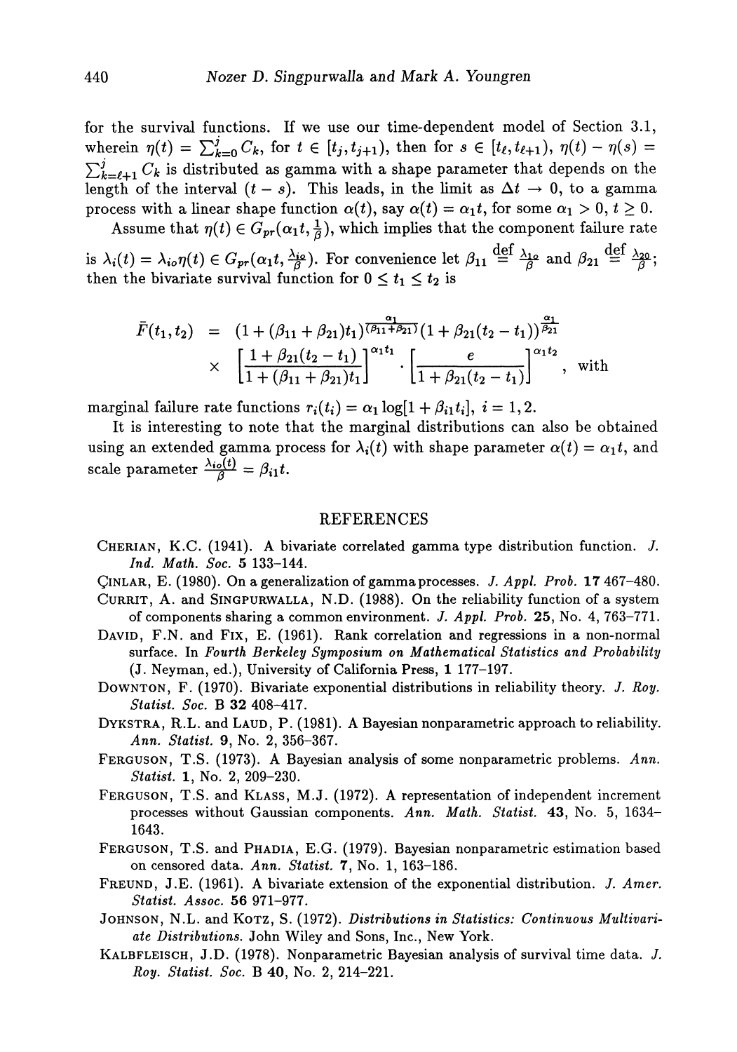for the survival functions. If we use our time-dependent model of Section 3.1, wherein $\eta(t) = \sum_{k=0}^{j} C_k$, for $t \in [t_j, t_{j+1})$, then for $s \in [t_\ell, t_{\ell+1})$, $\eta(t) - \eta(s) = \sum_{k=\ell+1}^{j} C_k$ is distributed as gamma with a shape parameter that depends on the length of the interval $(t-s)$. This leads, in the limit as $\Delta t \to 0$, to a gamma process with a linear shape function $\alpha(t)$, say $\alpha(t) = \alpha_1 t$, for some $\alpha_1 > 0$, $t \geq 0$.

Assume that $\eta(t) \in G_{pr}(\alpha_1 t, \frac{1}{\beta})$, which implies that the component failure rate is $\lambda_i(t) = \lambda_{io}\eta(t) \in G_{pr}(\alpha_1 t, \frac{\lambda_{io}}{\beta})$. For convenience let $\beta_{11} \stackrel{\text{def}}{=} \frac{\lambda_{1o}}{\beta}$ and $\beta_{21} \stackrel{\text{def}}{=} \frac{\lambda_{2o}}{\beta}$; then the bivariate survival function for $0 \leq t_1 \leq t_2$ is

$$
\begin{aligned}
\bar{F}(t_1, t_2) &= (1 + (\beta_{11} + \beta_{21})t_1)^{\frac{\alpha_1}{(\beta_{11}+\beta_{21})}} (1 + \beta_{21}(t_2 - t_1))^{\frac{\alpha_1}{\beta_{21}}} \\
&\times \left[\frac{1 + \beta_{21}(t_2 - t_1)}{1 + (\beta_{11} + \beta_{21})t_1}\right]^{\alpha_1 t_1} \cdot \left[\frac{e}{1 + \beta_{21}(t_2 - t_1)}\right]^{\alpha_1 t_2}, \quad \text{with}
\end{aligned}
$$

marginal failure rate functions $r_i(t_i) = \alpha_1 \log[1 + \beta_{i1} t_i]$, $i = 1, 2$.

It is interesting to note that the marginal distributions can also be obtained using an extended gamma process for $\lambda_i(t)$ with shape parameter $\alpha(t) = \alpha_1 t$, and scale parameter $\frac{\lambda_{io}(t)}{\beta} = \beta_{i1} t$.

## REFERENCES

CHERIAN, K.C. (1941). A bivariate correlated gamma type distribution function. *J. Ind. Math. Soc.* **5** 133–144.

ÇINLAR, E. (1980). On a generalization of gamma processes. *J. Appl. Prob.* **17** 467–480.

CURRIT, A. and SINGPURWALLA, N.D. (1988). On the reliability function of a system of components sharing a common environment. *J. Appl. Prob.* **25**, No. 4, 763–771.

DAVID, F.N. and FIX, E. (1961). Rank correlation and regressions in a non-normal surface. In *Fourth Berkeley Symposium on Mathematical Statistics and Probability* (J. Neyman, ed.), University of California Press, **1** 177–197.

DOWNTON, F. (1970). Bivariate exponential distributions in reliability theory. *J. Roy. Statist. Soc.* B **32** 408–417.

DYKSTRA, R.L. and LAUD, P. (1981). A Bayesian nonparametric approach to reliability. *Ann. Statist.* **9**, No. 2, 356–367.

FERGUSON, T.S. (1973). A Bayesian analysis of some nonparametric problems. *Ann. Statist.* **1**, No. 2, 209–230.

FERGUSON, T.S. and KLASS, M.J. (1972). A representation of independent increment processes without Gaussian components. *Ann. Math. Statist.* **43**, No. 5, 1634–1643.

FERGUSON, T.S. and PHADIA, E.G. (1979). Bayesian nonparametric estimation based on censored data. *Ann. Statist.* **7**, No. 1, 163–186.

FREUND, J.E. (1961). A bivariate extension of the exponential distribution. *J. Amer. Statist. Assoc.* **56** 971–977.

JOHNSON, N.L. and KOTZ, S. (1972). *Distributions in Statistics: Continuous Multivariate Distributions.* John Wiley and Sons, Inc., New York.

KALBFLEISCH, J.D. (1978). Nonparametric Bayesian analysis of survival time data. *J. Roy. Statist. Soc.* B **40**, No. 2, 214–221.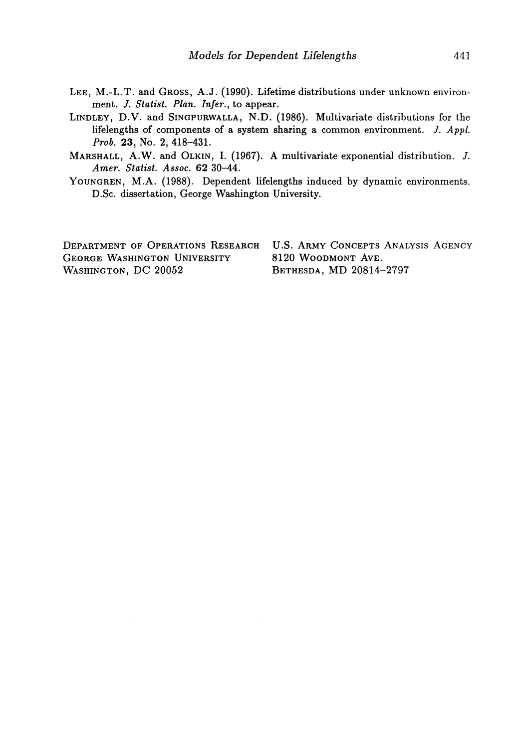LEE, M.-L.T. and GROSS, A.J. (1990). Lifetime distributions under unknown environment. *J. Statist. Plan. Infer.*, to appear.

LINDLEY, D.V. and SINGPURWALLA, N.D. (1986). Multivariate distributions for the lifelengths of components of a system sharing a common environment. *J. Appl. Prob.* **23**, No. 2, 418–431.

MARSHALL, A.W. and OLKIN, I. (1967). A multivariate exponential distribution. *J. Amer. Statist. Assoc.* **62** 30–44.

YOUNGREN, M.A. (1988). Dependent lifelengths induced by dynamic environments. D.Sc. dissertation, George Washington University.

DEPARTMENT OF OPERATIONS RESEARCH
GEORGE WASHINGTON UNIVERSITY
WASHINGTON, DC 20052

U.S. ARMY CONCEPTS ANALYSIS AGENCY
8120 WOODMONT AVE.
BETHESDA, MD 20814–2797